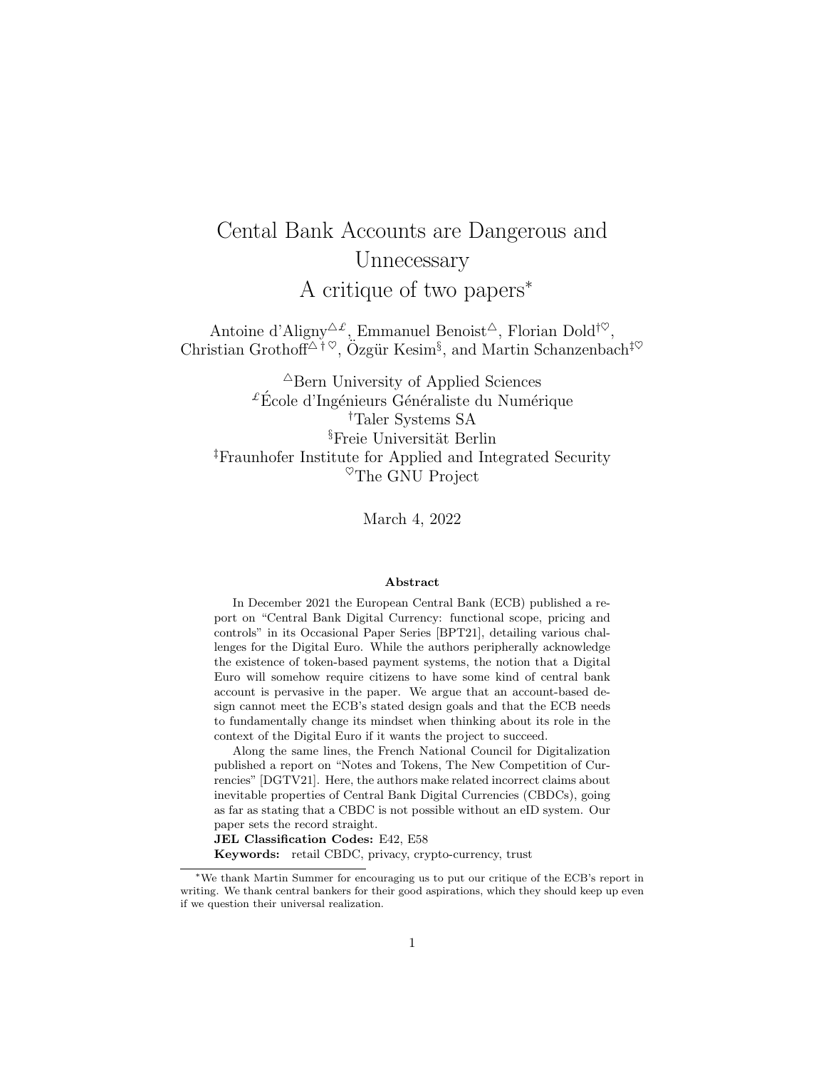# Cental Bank Accounts are Dangerous and Unnecessary
## A critique of two papers[*]

Antoine d'Aligny[△£], Emmanuel Benoist[△], Florian Dold[†♡], Christian Grothoff[△†♡], Özgür Kesim[§], and Martin Schanzenbach[‡♡]

[△]Bern University of Applied Sciences
[£]École d'Ingénieurs Généraliste du Numérique
[†]Taler Systems SA
[§]Freie Universität Berlin
[‡]Fraunhofer Institute for Applied and Integrated Security
[♡]The GNU Project

March 4, 2022

**Abstract**

In December 2021 the European Central Bank (ECB) published a report on "Central Bank Digital Currency: functional scope, pricing and controls" in its Occasional Paper Series [BPT21], detailing various challenges for the Digital Euro. While the authors peripherally acknowledge the existence of token-based payment systems, the notion that a Digital Euro will somehow require citizens to have some kind of central bank account is pervasive in the paper. We argue that an account-based design cannot meet the ECB's stated design goals and that the ECB needs to fundamentally change its mindset when thinking about its role in the context of the Digital Euro if it wants the project to succeed.

Along the same lines, the French National Council for Digitalization published a report on "Notes and Tokens, The New Competition of Currencies" [DGTV21]. Here, the authors make related incorrect claims about inevitable properties of Central Bank Digital Currencies (CBDCs), going as far as stating that a CBDC is not possible without an eID system. Our paper sets the record straight.

**JEL Classification Codes:** E42, E58

**Keywords:** retail CBDC, privacy, crypto-currency, trust

---

[*]We thank Martin Summer for encouraging us to put our critique of the ECB's report in writing. We thank central bankers for their good aspirations, which they should keep up even if we question their universal realization.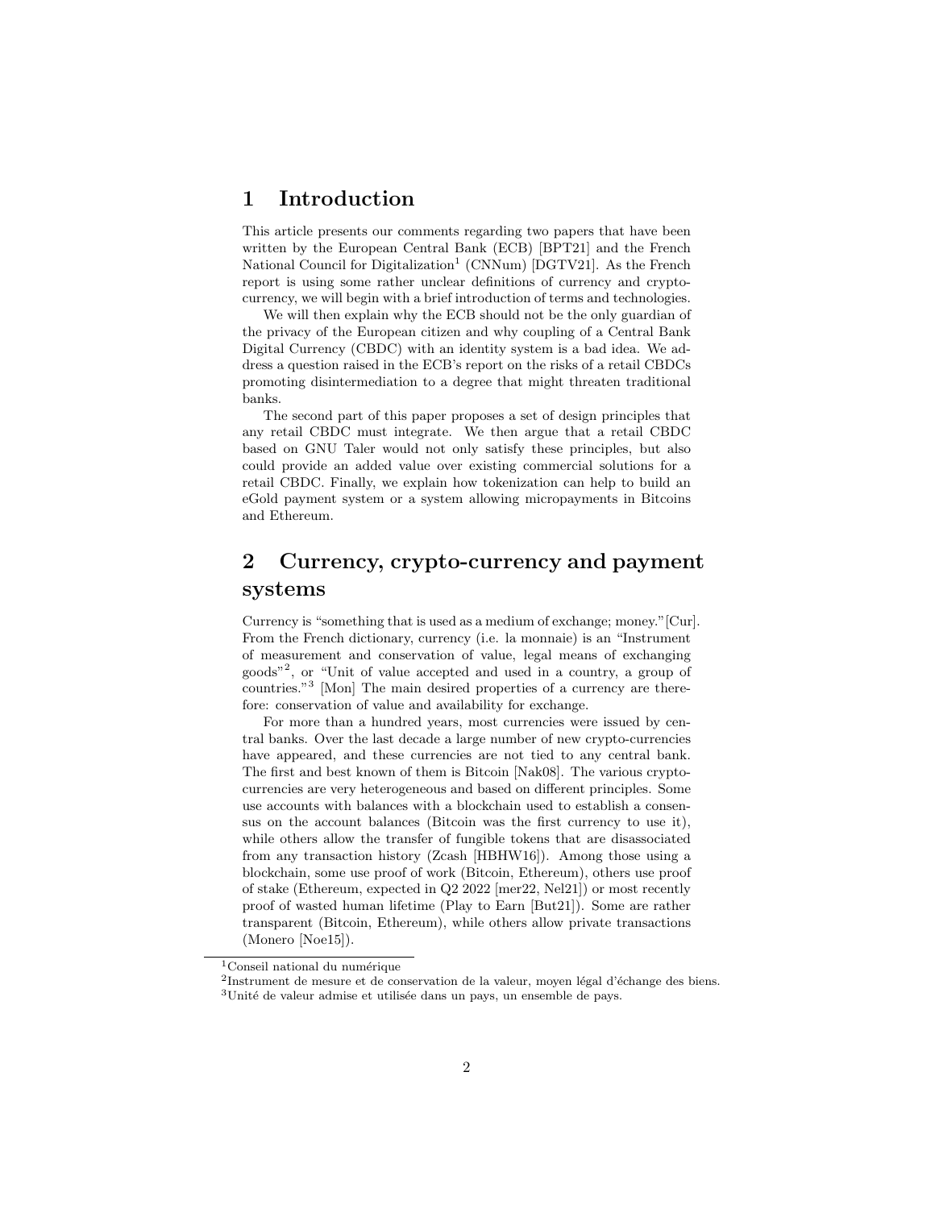# 1 Introduction

This article presents our comments regarding two papers that have been written by the European Central Bank (ECB) [BPT21] and the French National Council for Digitalization[1] (CNNum) [DGTV21]. As the French report is using some rather unclear definitions of currency and crypto-currency, we will begin with a brief introduction of terms and technologies.

We will then explain why the ECB should not be the only guardian of the privacy of the European citizen and why coupling of a Central Bank Digital Currency (CBDC) with an identity system is a bad idea. We address a question raised in the ECB's report on the risks of a retail CBDCs promoting disintermediation to a degree that might threaten traditional banks.

The second part of this paper proposes a set of design principles that any retail CBDC must integrate. We then argue that a retail CBDC based on GNU Taler would not only satisfy these principles, but also could provide an added value over existing commercial solutions for a retail CBDC. Finally, we explain how tokenization can help to build an eGold payment system or a system allowing micropayments in Bitcoins and Ethereum.

# 2 Currency, crypto-currency and payment systems

Currency is "something that is used as a medium of exchange; money."[Cur]. From the French dictionary, currency (i.e. la monnaie) is an "Instrument of measurement and conservation of value, legal means of exchanging goods"[2], or "Unit of value accepted and used in a country, a group of countries."[3] [Mon] The main desired properties of a currency are therefore: conservation of value and availability for exchange.

For more than a hundred years, most currencies were issued by central banks. Over the last decade a large number of new crypto-currencies have appeared, and these currencies are not tied to any central bank. The first and best known of them is Bitcoin [Nak08]. The various crypto-currencies are very heterogeneous and based on different principles. Some use accounts with balances with a blockchain used to establish a consensus on the account balances (Bitcoin was the first currency to use it), while others allow the transfer of fungible tokens that are disassociated from any transaction history (Zcash [HBHW16]). Among those using a blockchain, some use proof of work (Bitcoin, Ethereum), others use proof of stake (Ethereum, expected in Q2 2022 [mer22, Nel21]) or most recently proof of wasted human lifetime (Play to Earn [But21]). Some are rather transparent (Bitcoin, Ethereum), while others allow private transactions (Monero [Noe15]).

---

[1] Conseil national du numérique

[2] Instrument de mesure et de conservation de la valeur, moyen légal d'échange des biens.

[3] Unité de valeur admise et utilisée dans un pays, un ensemble de pays.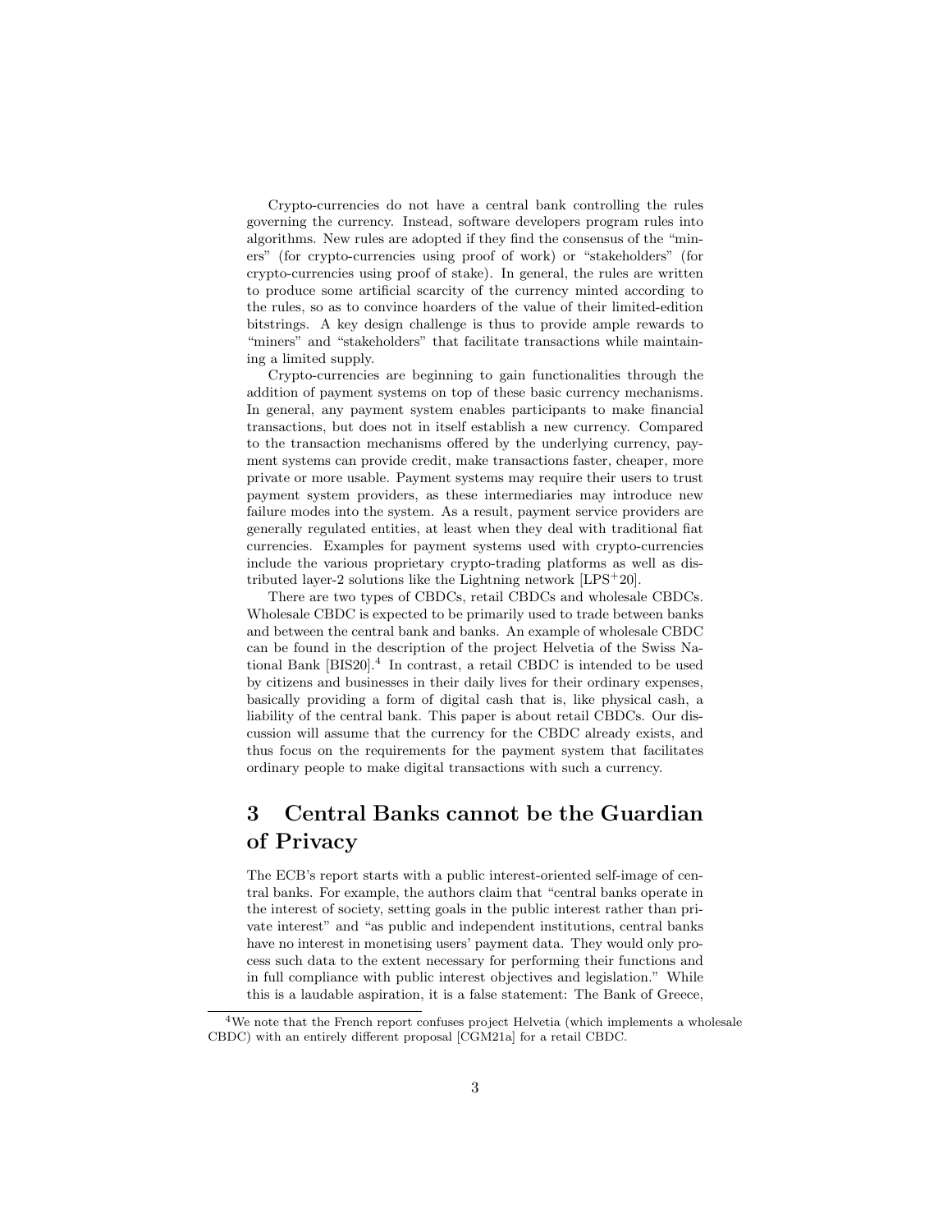Crypto-currencies do not have a central bank controlling the rules governing the currency. Instead, software developers program rules into algorithms. New rules are adopted if they find the consensus of the "miners" (for crypto-currencies using proof of work) or "stakeholders" (for crypto-currencies using proof of stake). In general, the rules are written to produce some artificial scarcity of the currency minted according to the rules, so as to convince hoarders of the value of their limited-edition bitstrings. A key design challenge is thus to provide ample rewards to "miners" and "stakeholders" that facilitate transactions while maintaining a limited supply.

Crypto-currencies are beginning to gain functionalities through the addition of payment systems on top of these basic currency mechanisms. In general, any payment system enables participants to make financial transactions, but does not in itself establish a new currency. Compared to the transaction mechanisms offered by the underlying currency, payment systems can provide credit, make transactions faster, cheaper, more private or more usable. Payment systems may require their users to trust payment system providers, as these intermediaries may introduce new failure modes into the system. As a result, payment service providers are generally regulated entities, at least when they deal with traditional fiat currencies. Examples for payment systems used with crypto-currencies include the various proprietary crypto-trading platforms as well as distributed layer-2 solutions like the Lightning network [LPS+20].

There are two types of CBDCs, retail CBDCs and wholesale CBDCs. Wholesale CBDC is expected to be primarily used to trade between banks and between the central bank and banks. An example of wholesale CBDC can be found in the description of the project Helvetia of the Swiss National Bank [BIS20].[4] In contrast, a retail CBDC is intended to be used by citizens and businesses in their daily lives for their ordinary expenses, basically providing a form of digital cash that is, like physical cash, a liability of the central bank. This paper is about retail CBDCs. Our discussion will assume that the currency for the CBDC already exists, and thus focus on the requirements for the payment system that facilitates ordinary people to make digital transactions with such a currency.

## 3 Central Banks cannot be the Guardian of Privacy

The ECB's report starts with a public interest-oriented self-image of central banks. For example, the authors claim that "central banks operate in the interest of society, setting goals in the public interest rather than private interest" and "as public and independent institutions, central banks have no interest in monetising users' payment data. They would only process such data to the extent necessary for performing their functions and in full compliance with public interest objectives and legislation." While this is a laudable aspiration, it is a false statement: The Bank of Greece,

[4] We note that the French report confuses project Helvetia (which implements a wholesale CBDC) with an entirely different proposal [CGM21a] for a retail CBDC.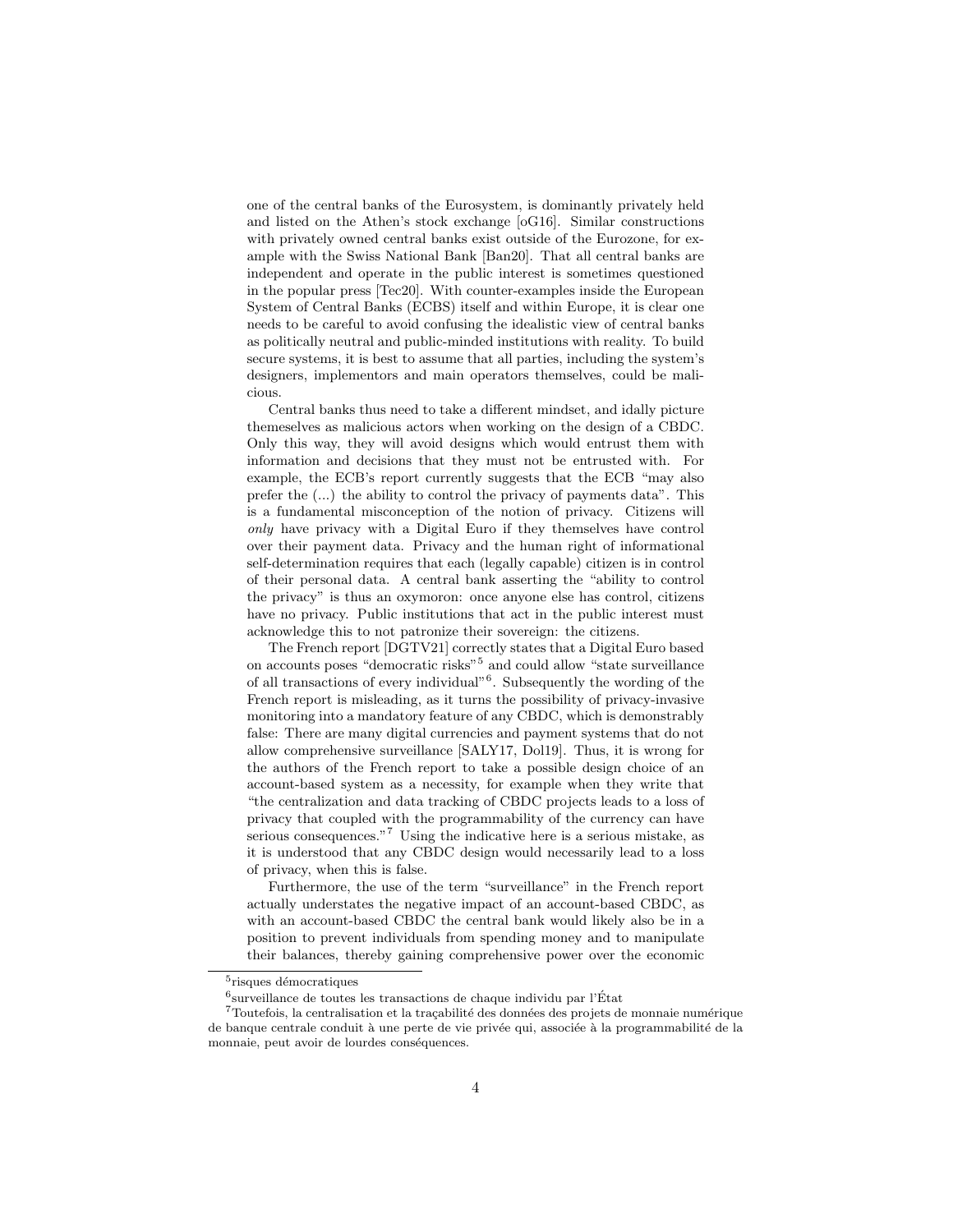one of the central banks of the Eurosystem, is dominantly privately held and listed on the Athen's stock exchange [oG16]. Similar constructions with privately owned central banks exist outside of the Eurozone, for example with the Swiss National Bank [Ban20]. That all central banks are independent and operate in the public interest is sometimes questioned in the popular press [Tec20]. With counter-examples inside the European System of Central Banks (ECBS) itself and within Europe, it is clear one needs to be careful to avoid confusing the idealistic view of central banks as politically neutral and public-minded institutions with reality. To build secure systems, it is best to assume that all parties, including the system's designers, implementors and main operators themselves, could be malicious.

Central banks thus need to take a different mindset, and idally picture themeselves as malicious actors when working on the design of a CBDC. Only this way, they will avoid designs which would entrust them with information and decisions that they must not be entrusted with. For example, the ECB's report currently suggests that the ECB "may also prefer the (...) the ability to control the privacy of payments data". This is a fundamental misconception of the notion of privacy. Citizens will *only* have privacy with a Digital Euro if they themselves have control over their payment data. Privacy and the human right of informational self-determination requires that each (legally capable) citizen is in control of their personal data. A central bank asserting the "ability to control the privacy" is thus an oxymoron: once anyone else has control, citizens have no privacy. Public institutions that act in the public interest must acknowledge this to not patronize their sovereign: the citizens.

The French report [DGTV21] correctly states that a Digital Euro based on accounts poses "democratic risks"[5] and could allow "state surveillance of all transactions of every individual"[6]. Subsequently the wording of the French report is misleading, as it turns the possibility of privacy-invasive monitoring into a mandatory feature of any CBDC, which is demonstrably false: There are many digital currencies and payment systems that do not allow comprehensive surveillance [SALY17, Dol19]. Thus, it is wrong for the authors of the French report to take a possible design choice of an account-based system as a necessity, for example when they write that "the centralization and data tracking of CBDC projects leads to a loss of privacy that coupled with the programmability of the currency can have serious consequences."[7] Using the indicative here is a serious mistake, as it is understood that any CBDC design would necessarily lead to a loss of privacy, when this is false.

Furthermore, the use of the term "surveillance" in the French report actually understates the negative impact of an account-based CBDC, as with an account-based CBDC the central bank would likely also be in a position to prevent individuals from spending money and to manipulate their balances, thereby gaining comprehensive power over the economic

---

[5] risques démocratiques

[6] surveillance de toutes les transactions de chaque individu par l'État

[7] Toutefois, la centralisation et la traçabilité des données des projets de monnaie numérique de banque centrale conduit à une perte de vie privée qui, associée à la programmabilité de la monnaie, peut avoir de lourdes conséquences.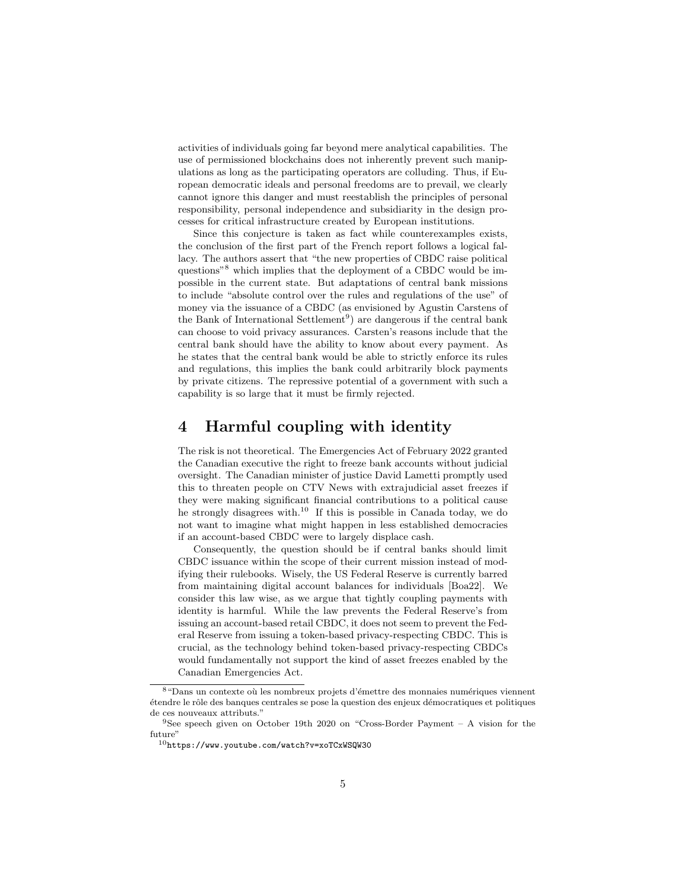activities of individuals going far beyond mere analytical capabilities. The use of permissioned blockchains does not inherently prevent such manipulations as long as the participating operators are colluding. Thus, if European democratic ideals and personal freedoms are to prevail, we clearly cannot ignore this danger and must reestablish the principles of personal responsibility, personal independence and subsidiarity in the design processes for critical infrastructure created by European institutions.

Since this conjecture is taken as fact while counterexamples exists, the conclusion of the first part of the French report follows a logical fallacy. The authors assert that "the new properties of CBDC raise political questions"[8] which implies that the deployment of a CBDC would be impossible in the current state. But adaptations of central bank missions to include "absolute control over the rules and regulations of the use" of money via the issuance of a CBDC (as envisioned by Agustin Carstens of the Bank of International Settlement[9]) are dangerous if the central bank can choose to void privacy assurances. Carsten's reasons include that the central bank should have the ability to know about every payment. As he states that the central bank would be able to strictly enforce its rules and regulations, this implies the bank could arbitrarily block payments by private citizens. The repressive potential of a government with such a capability is so large that it must be firmly rejected.

# 4 Harmful coupling with identity

The risk is not theoretical. The Emergencies Act of February 2022 granted the Canadian executive the right to freeze bank accounts without judicial oversight. The Canadian minister of justice David Lametti promptly used this to threaten people on CTV News with extrajudicial asset freezes if they were making significant financial contributions to a political cause he strongly disagrees with.[10] If this is possible in Canada today, we do not want to imagine what might happen in less established democracies if an account-based CBDC were to largely displace cash.

Consequently, the question should be if central banks should limit CBDC issuance within the scope of their current mission instead of modifying their rulebooks. Wisely, the US Federal Reserve is currently barred from maintaining digital account balances for individuals [Boa22]. We consider this law wise, as we argue that tightly coupling payments with identity is harmful. While the law prevents the Federal Reserve's from issuing an account-based retail CBDC, it does not seem to prevent the Federal Reserve from issuing a token-based privacy-respecting CBDC. This is crucial, as the technology behind token-based privacy-respecting CBDCs would fundamentally not support the kind of asset freezes enabled by the Canadian Emergencies Act.

---

[8] "Dans un contexte où les nombreux projets d'émettre des monnaies numériques viennent étendre le rôle des banques centrales se pose la question des enjeux démocratiques et politiques de ces nouveaux attributs."

[9] See speech given on October 19th 2020 on "Cross-Border Payment – A vision for the future"

[10] https://www.youtube.com/watch?v=xoTCxWSQW30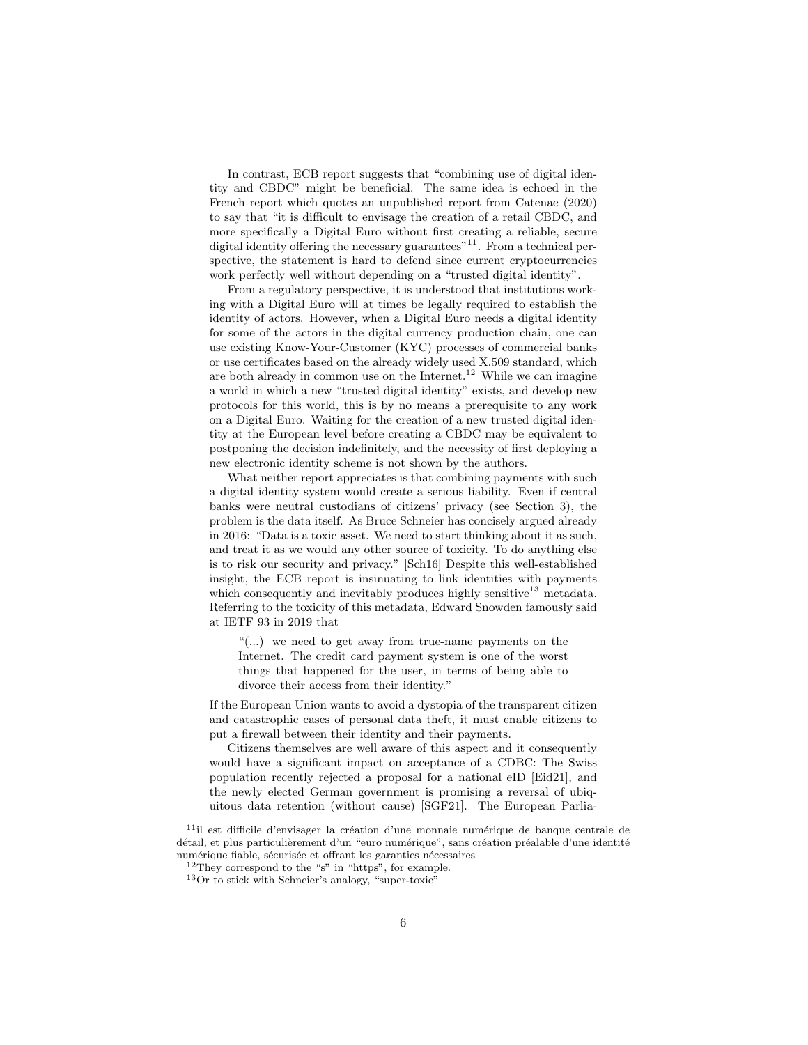In contrast, ECB report suggests that "combining use of digital identity and CBDC" might be beneficial. The same idea is echoed in the French report which quotes an unpublished report from Catenae (2020) to say that "it is difficult to envisage the creation of a retail CBDC, and more specifically a Digital Euro without first creating a reliable, secure digital identity offering the necessary guarantees"[11]. From a technical perspective, the statement is hard to defend since current cryptocurrencies work perfectly well without depending on a "trusted digital identity".

From a regulatory perspective, it is understood that institutions working with a Digital Euro will at times be legally required to establish the identity of actors. However, when a Digital Euro needs a digital identity for some of the actors in the digital currency production chain, one can use existing Know-Your-Customer (KYC) processes of commercial banks or use certificates based on the already widely used X.509 standard, which are both already in common use on the Internet.[12] While we can imagine a world in which a new "trusted digital identity" exists, and develop new protocols for this world, this is by no means a prerequisite to any work on a Digital Euro. Waiting for the creation of a new trusted digital identity at the European level before creating a CBDC may be equivalent to postponing the decision indefinitely, and the necessity of first deploying a new electronic identity scheme is not shown by the authors.

What neither report appreciates is that combining payments with such a digital identity system would create a serious liability. Even if central banks were neutral custodians of citizens' privacy (see Section 3), the problem is the data itself. As Bruce Schneier has concisely argued already in 2016: "Data is a toxic asset. We need to start thinking about it as such, and treat it as we would any other source of toxicity. To do anything else is to risk our security and privacy." [Sch16] Despite this well-established insight, the ECB report is insinuating to link identities with payments which consequently and inevitably produces highly sensitive[13] metadata. Referring to the toxicity of this metadata, Edward Snowden famously said at IETF 93 in 2019 that

> "(...) we need to get away from true-name payments on the Internet. The credit card payment system is one of the worst things that happened for the user, in terms of being able to divorce their access from their identity."

If the European Union wants to avoid a dystopia of the transparent citizen and catastrophic cases of personal data theft, it must enable citizens to put a firewall between their identity and their payments.

Citizens themselves are well aware of this aspect and it consequently would have a significant impact on acceptance of a CDBC: The Swiss population recently rejected a proposal for a national eID [Eid21], and the newly elected German government is promising a reversal of ubiquitous data retention (without cause) [SGF21]. The European Parlia-

---

[11] il est difficile d'envisager la création d'une monnaie numérique de banque centrale de détail, et plus particulièrement d'un "euro numérique", sans création préalable d'une identité numérique fiable, sécurisée et offrant les garanties nécessaires

[12] They correspond to the "s" in "https", for example.

[13] Or to stick with Schneier's analogy, "super-toxic"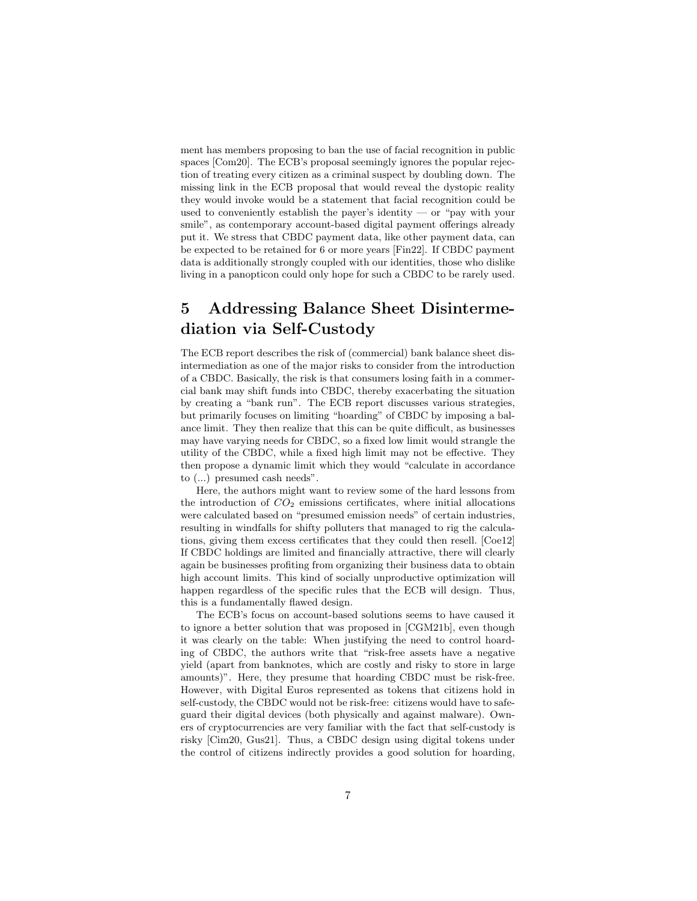ment has members proposing to ban the use of facial recognition in public spaces [Com20]. The ECB's proposal seemingly ignores the popular rejection of treating every citizen as a criminal suspect by doubling down. The missing link in the ECB proposal that would reveal the dystopic reality they would invoke would be a statement that facial recognition could be used to conveniently establish the payer's identity — or "pay with your smile", as contemporary account-based digital payment offerings already put it. We stress that CBDC payment data, like other payment data, can be expected to be retained for 6 or more years [Fin22]. If CBDC payment data is additionally strongly coupled with our identities, those who dislike living in a panopticon could only hope for such a CBDC to be rarely used.

## 5 Addressing Balance Sheet Disintermediation via Self-Custody

The ECB report describes the risk of (commercial) bank balance sheet disintermediation as one of the major risks to consider from the introduction of a CBDC. Basically, the risk is that consumers losing faith in a commercial bank may shift funds into CBDC, thereby exacerbating the situation by creating a "bank run". The ECB report discusses various strategies, but primarily focuses on limiting "hoarding" of CBDC by imposing a balance limit. They then realize that this can be quite difficult, as businesses may have varying needs for CBDC, so a fixed low limit would strangle the utility of the CBDC, while a fixed high limit may not be effective. They then propose a dynamic limit which they would "calculate in accordance to (...) presumed cash needs".

Here, the authors might want to review some of the hard lessons from the introduction of $CO_2$ emissions certificates, where initial allocations were calculated based on "presumed emission needs" of certain industries, resulting in windfalls for shifty polluters that managed to rig the calculations, giving them excess certificates that they could then resell. [Coe12] If CBDC holdings are limited and financially attractive, there will clearly again be businesses profiting from organizing their business data to obtain high account limits. This kind of socially unproductive optimization will happen regardless of the specific rules that the ECB will design. Thus, this is a fundamentally flawed design.

The ECB's focus on account-based solutions seems to have caused it to ignore a better solution that was proposed in [CGM21b], even though it was clearly on the table: When justifying the need to control hoarding of CBDC, the authors write that "risk-free assets have a negative yield (apart from banknotes, which are costly and risky to store in large amounts)". Here, they presume that hoarding CBDC must be risk-free. However, with Digital Euros represented as tokens that citizens hold in self-custody, the CBDC would not be risk-free: citizens would have to safeguard their digital devices (both physically and against malware). Owners of cryptocurrencies are very familiar with the fact that self-custody is risky [Cim20, Gus21]. Thus, a CBDC design using digital tokens under the control of citizens indirectly provides a good solution for hoarding,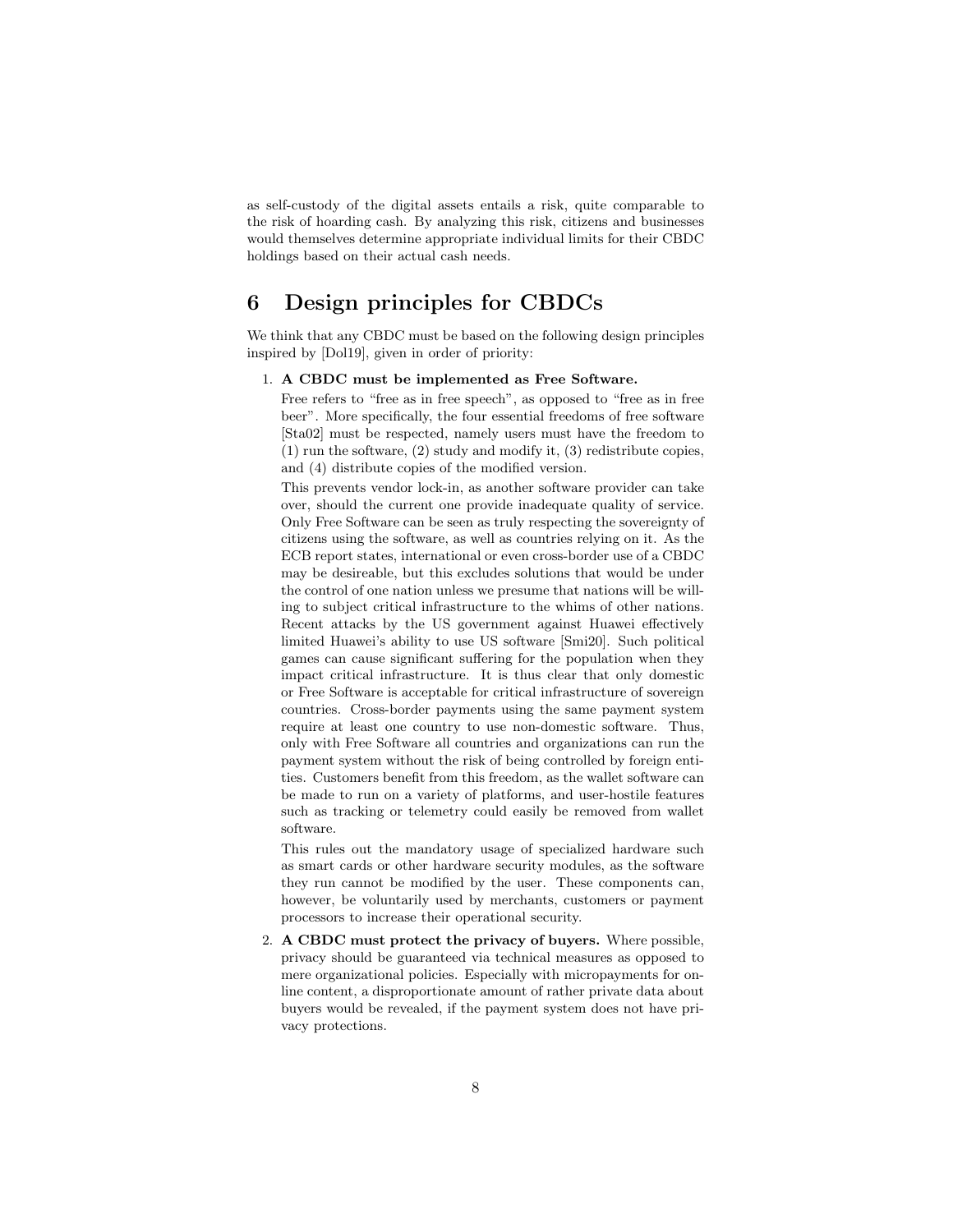as self-custody of the digital assets entails a risk, quite comparable to the risk of hoarding cash. By analyzing this risk, citizens and businesses would themselves determine appropriate individual limits for their CBDC holdings based on their actual cash needs.

# 6 Design principles for CBDCs

We think that any CBDC must be based on the following design principles inspired by [Dol19], given in order of priority:

1. **A CBDC must be implemented as Free Software.**

   Free refers to "free as in free speech", as opposed to "free as in free beer". More specifically, the four essential freedoms of free software [Sta02] must be respected, namely users must have the freedom to (1) run the software, (2) study and modify it, (3) redistribute copies, and (4) distribute copies of the modified version.

   This prevents vendor lock-in, as another software provider can take over, should the current one provide inadequate quality of service. Only Free Software can be seen as truly respecting the sovereignty of citizens using the software, as well as countries relying on it. As the ECB report states, international or even cross-border use of a CBDC may be desireable, but this excludes solutions that would be under the control of one nation unless we presume that nations will be willing to subject critical infrastructure to the whims of other nations. Recent attacks by the US government against Huawei effectively limited Huawei's ability to use US software [Smi20]. Such political games can cause significant suffering for the population when they impact critical infrastructure. It is thus clear that only domestic or Free Software is acceptable for critical infrastructure of sovereign countries. Cross-border payments using the same payment system require at least one country to use non-domestic software. Thus, only with Free Software all countries and organizations can run the payment system without the risk of being controlled by foreign entities. Customers benefit from this freedom, as the wallet software can be made to run on a variety of platforms, and user-hostile features such as tracking or telemetry could easily be removed from wallet software.

   This rules out the mandatory usage of specialized hardware such as smart cards or other hardware security modules, as the software they run cannot be modified by the user. These components can, however, be voluntarily used by merchants, customers or payment processors to increase their operational security.

2. **A CBDC must protect the privacy of buyers.** Where possible, privacy should be guaranteed via technical measures as opposed to mere organizational policies. Especially with micropayments for online content, a disproportionate amount of rather private data about buyers would be revealed, if the payment system does not have privacy protections.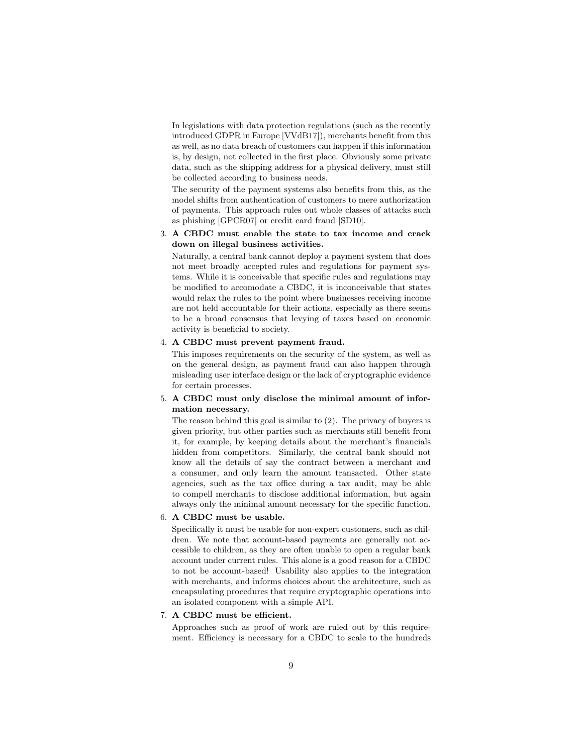In legislations with data protection regulations (such as the recently introduced GDPR in Europe [VVdB17]), merchants benefit from this as well, as no data breach of customers can happen if this information is, by design, not collected in the first place. Obviously some private data, such as the shipping address for a physical delivery, must still be collected according to business needs.

The security of the payment systems also benefits from this, as the model shifts from authentication of customers to mere authorization of payments. This approach rules out whole classes of attacks such as phishing [GPCR07] or credit card fraud [SD10].

3. **A CBDC must enable the state to tax income and crack down on illegal business activities.**

   Naturally, a central bank cannot deploy a payment system that does not meet broadly accepted rules and regulations for payment systems. While it is conceivable that specific rules and regulations may be modified to accomodate a CBDC, it is inconceivable that states would relax the rules to the point where businesses receiving income are not held accountable for their actions, especially as there seems to be a broad consensus that levying of taxes based on economic activity is beneficial to society.

4. **A CBDC must prevent payment fraud.**

   This imposes requirements on the security of the system, as well as on the general design, as payment fraud can also happen through misleading user interface design or the lack of cryptographic evidence for certain processes.

5. **A CBDC must only disclose the minimal amount of information necessary.**

   The reason behind this goal is similar to (2). The privacy of buyers is given priority, but other parties such as merchants still benefit from it, for example, by keeping details about the merchant's financials hidden from competitors. Similarly, the central bank should not know all the details of say the contract between a merchant and a consumer, and only learn the amount transacted. Other state agencies, such as the tax office during a tax audit, may be able to compell merchants to disclose additional information, but again always only the minimal amount necessary for the specific function.

6. **A CBDC must be usable.**

   Specifically it must be usable for non-expert customers, such as children. We note that account-based payments are generally not accessible to children, as they are often unable to open a regular bank account under current rules. This alone is a good reason for a CBDC to not be account-based! Usability also applies to the integration with merchants, and informs choices about the architecture, such as encapsulating procedures that require cryptographic operations into an isolated component with a simple API.

7. **A CBDC must be efficient.**

   Approaches such as proof of work are ruled out by this requirement. Efficiency is necessary for a CBDC to scale to the hundreds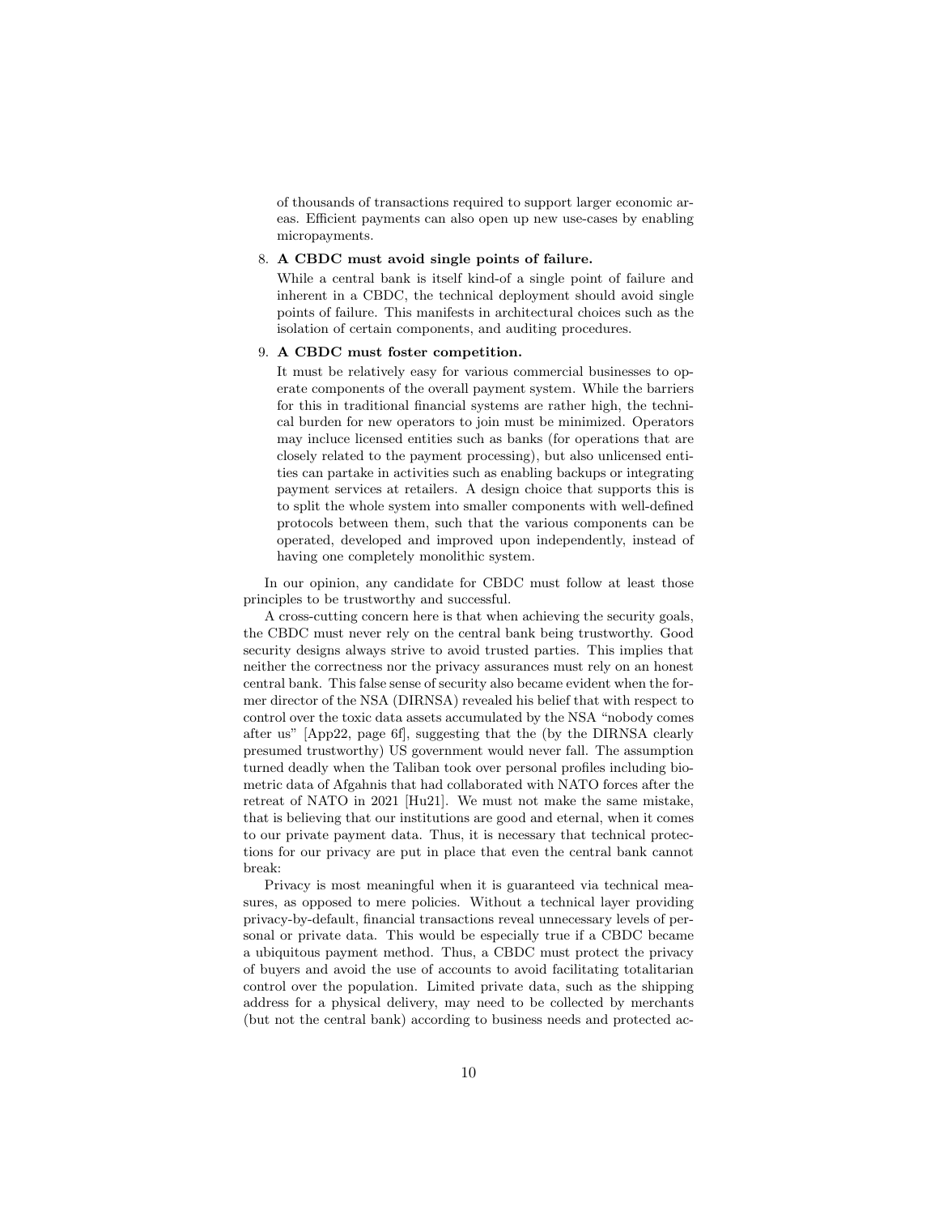of thousands of transactions required to support larger economic areas. Efficient payments can also open up new use-cases by enabling micropayments.

8. **A CBDC must avoid single points of failure.**

   While a central bank is itself kind-of a single point of failure and inherent in a CBDC, the technical deployment should avoid single points of failure. This manifests in architectural choices such as the isolation of certain components, and auditing procedures.

9. **A CBDC must foster competition.**

   It must be relatively easy for various commercial businesses to operate components of the overall payment system. While the barriers for this in traditional financial systems are rather high, the technical burden for new operators to join must be minimized. Operators may incluce licensed entities such as banks (for operations that are closely related to the payment processing), but also unlicensed entities can partake in activities such as enabling backups or integrating payment services at retailers. A design choice that supports this is to split the whole system into smaller components with well-defined protocols between them, such that the various components can be operated, developed and improved upon independently, instead of having one completely monolithic system.

In our opinion, any candidate for CBDC must follow at least those principles to be trustworthy and successful.

A cross-cutting concern here is that when achieving the security goals, the CBDC must never rely on the central bank being trustworthy. Good security designs always strive to avoid trusted parties. This implies that neither the correctness nor the privacy assurances must rely on an honest central bank. This false sense of security also became evident when the former director of the NSA (DIRNSA) revealed his belief that with respect to control over the toxic data assets accumulated by the NSA "nobody comes after us" [App22, page 6f], suggesting that the (by the DIRNSA clearly presumed trustworthy) US government would never fall. The assumption turned deadly when the Taliban took over personal profiles including biometric data of Afgahnis that had collaborated with NATO forces after the retreat of NATO in 2021 [Hu21]. We must not make the same mistake, that is believing that our institutions are good and eternal, when it comes to our private payment data. Thus, it is necessary that technical protections for our privacy are put in place that even the central bank cannot break:

Privacy is most meaningful when it is guaranteed via technical measures, as opposed to mere policies. Without a technical layer providing privacy-by-default, financial transactions reveal unnecessary levels of personal or private data. This would be especially true if a CBDC became a ubiquitous payment method. Thus, a CBDC must protect the privacy of buyers and avoid the use of accounts to avoid facilitating totalitarian control over the population. Limited private data, such as the shipping address for a physical delivery, may need to be collected by merchants (but not the central bank) according to business needs and protected ac-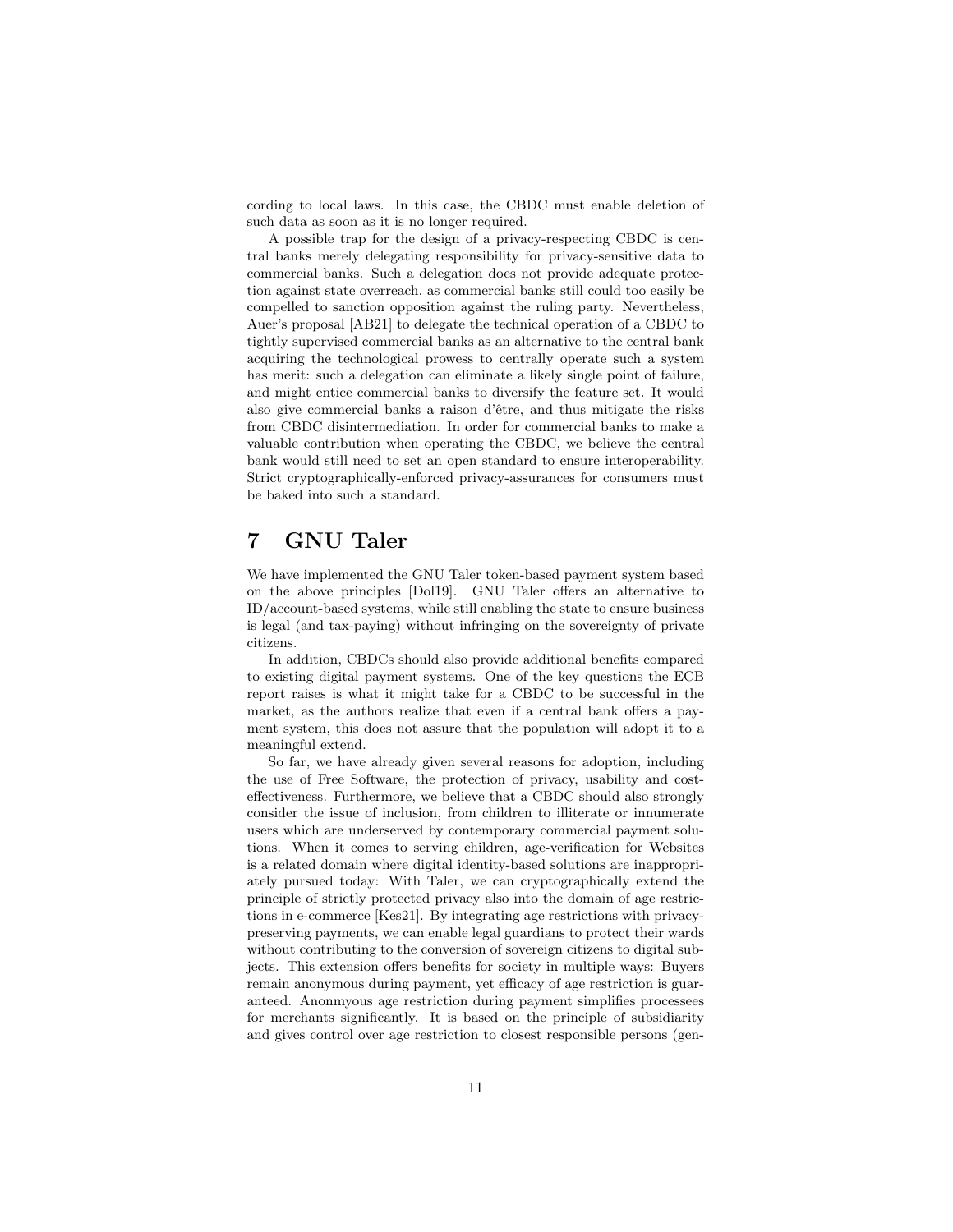cording to local laws. In this case, the CBDC must enable deletion of such data as soon as it is no longer required.

A possible trap for the design of a privacy-respecting CBDC is central banks merely delegating responsibility for privacy-sensitive data to commercial banks. Such a delegation does not provide adequate protection against state overreach, as commercial banks still could too easily be compelled to sanction opposition against the ruling party. Nevertheless, Auer's proposal [AB21] to delegate the technical operation of a CBDC to tightly supervised commercial banks as an alternative to the central bank acquiring the technological prowess to centrally operate such a system has merit: such a delegation can eliminate a likely single point of failure, and might entice commercial banks to diversify the feature set. It would also give commercial banks a raison d'être, and thus mitigate the risks from CBDC disintermediation. In order for commercial banks to make a valuable contribution when operating the CBDC, we believe the central bank would still need to set an open standard to ensure interoperability. Strict cryptographically-enforced privacy-assurances for consumers must be baked into such a standard.

# 7 GNU Taler

We have implemented the GNU Taler token-based payment system based on the above principles [Dol19]. GNU Taler offers an alternative to ID/account-based systems, while still enabling the state to ensure business is legal (and tax-paying) without infringing on the sovereignty of private citizens.

In addition, CBDCs should also provide additional benefits compared to existing digital payment systems. One of the key questions the ECB report raises is what it might take for a CBDC to be successful in the market, as the authors realize that even if a central bank offers a payment system, this does not assure that the population will adopt it to a meaningful extend.

So far, we have already given several reasons for adoption, including the use of Free Software, the protection of privacy, usability and cost-effectiveness. Furthermore, we believe that a CBDC should also strongly consider the issue of inclusion, from children to illiterate or innumerate users which are underserved by contemporary commercial payment solutions. When it comes to serving children, age-verification for Websites is a related domain where digital identity-based solutions are inappropriately pursued today: With Taler, we can cryptographically extend the principle of strictly protected privacy also into the domain of age restrictions in e-commerce [Kes21]. By integrating age restrictions with privacy-preserving payments, we can enable legal guardians to protect their wards without contributing to the conversion of sovereign citizens to digital subjects. This extension offers benefits for society in multiple ways: Buyers remain anonymous during payment, yet efficacy of age restriction is guaranteed. Anonmyous age restriction during payment simplifies processees for merchants significantly. It is based on the principle of subsidiarity and gives control over age restriction to closest responsible persons (gen-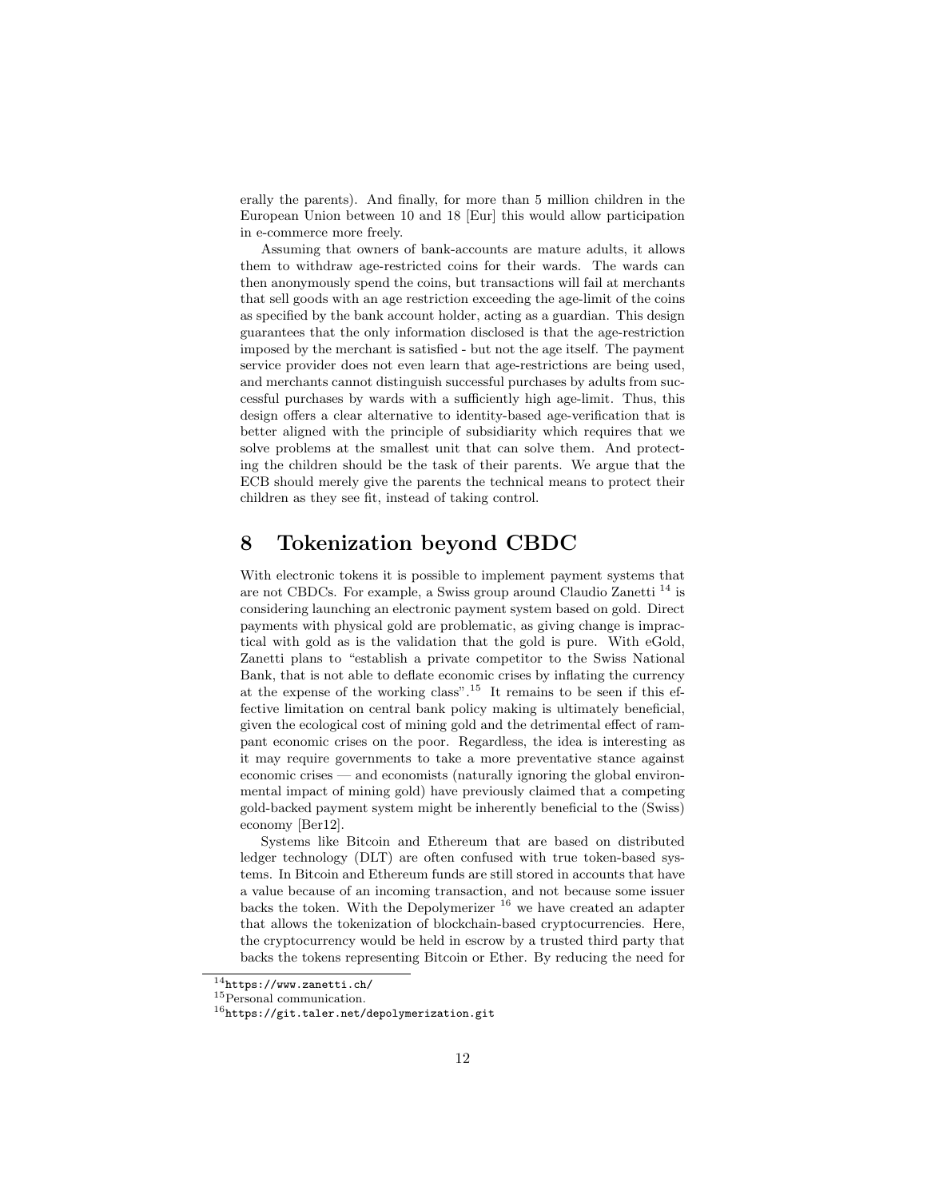erally the parents). And finally, for more than 5 million children in the European Union between 10 and 18 [Eur] this would allow participation in e-commerce more freely.

Assuming that owners of bank-accounts are mature adults, it allows them to withdraw age-restricted coins for their wards. The wards can then anonymously spend the coins, but transactions will fail at merchants that sell goods with an age restriction exceeding the age-limit of the coins as specified by the bank account holder, acting as a guardian. This design guarantees that the only information disclosed is that the age-restriction imposed by the merchant is satisfied - but not the age itself. The payment service provider does not even learn that age-restrictions are being used, and merchants cannot distinguish successful purchases by adults from successful purchases by wards with a sufficiently high age-limit. Thus, this design offers a clear alternative to identity-based age-verification that is better aligned with the principle of subsidiarity which requires that we solve problems at the smallest unit that can solve them. And protecting the children should be the task of their parents. We argue that the ECB should merely give the parents the technical means to protect their children as they see fit, instead of taking control.

## 8 Tokenization beyond CBDC

With electronic tokens it is possible to implement payment systems that are not CBDCs. For example, a Swiss group around Claudio Zanetti [14] is considering launching an electronic payment system based on gold. Direct payments with physical gold are problematic, as giving change is impractical with gold as is the validation that the gold is pure. With eGold, Zanetti plans to "establish a private competitor to the Swiss National Bank, that is not able to deflate economic crises by inflating the currency at the expense of the working class".[15] It remains to be seen if this effective limitation on central bank policy making is ultimately beneficial, given the ecological cost of mining gold and the detrimental effect of rampant economic crises on the poor. Regardless, the idea is interesting as it may require governments to take a more preventative stance against economic crises — and economists (naturally ignoring the global environmental impact of mining gold) have previously claimed that a competing gold-backed payment system might be inherently beneficial to the (Swiss) economy [Ber12].

Systems like Bitcoin and Ethereum that are based on distributed ledger technology (DLT) are often confused with true token-based systems. In Bitcoin and Ethereum funds are still stored in accounts that have a value because of an incoming transaction, and not because some issuer backs the token. With the Depolymerizer [16] we have created an adapter that allows the tokenization of blockchain-based cryptocurrencies. Here, the cryptocurrency would be held in escrow by a trusted third party that backs the tokens representing Bitcoin or Ether. By reducing the need for

[14] https://www.zanetti.ch/

[15] Personal communication.

[16] https://git.taler.net/depolymerization.git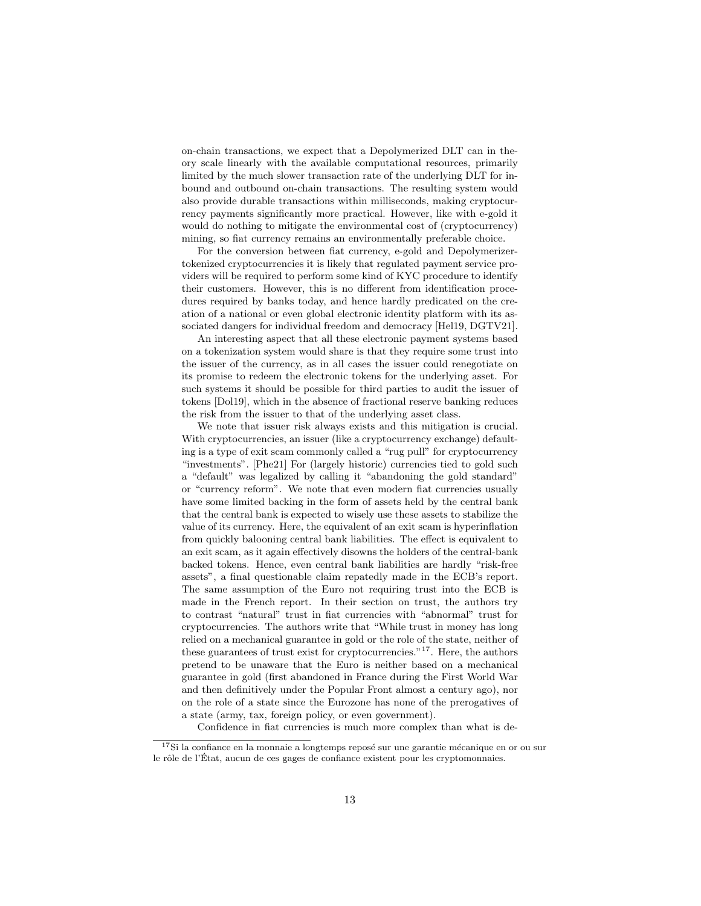on-chain transactions, we expect that a Depolymerized DLT can in theory scale linearly with the available computational resources, primarily limited by the much slower transaction rate of the underlying DLT for inbound and outbound on-chain transactions. The resulting system would also provide durable transactions within milliseconds, making cryptocurrency payments significantly more practical. However, like with e-gold it would do nothing to mitigate the environmental cost of (cryptocurrency) mining, so fiat currency remains an environmentally preferable choice.

For the conversion between fiat currency, e-gold and Depolymerizer-tokenized cryptocurrencies it is likely that regulated payment service providers will be required to perform some kind of KYC procedure to identify their customers. However, this is no different from identification procedures required by banks today, and hence hardly predicated on the creation of a national or even global electronic identity platform with its associated dangers for individual freedom and democracy [Hel19, DGTV21].

An interesting aspect that all these electronic payment systems based on a tokenization system would share is that they require some trust into the issuer of the currency, as in all cases the issuer could renegotiate on its promise to redeem the electronic tokens for the underlying asset. For such systems it should be possible for third parties to audit the issuer of tokens [Dol19], which in the absence of fractional reserve banking reduces the risk from the issuer to that of the underlying asset class.

We note that issuer risk always exists and this mitigation is crucial. With cryptocurrencies, an issuer (like a cryptocurrency exchange) defaulting is a type of exit scam commonly called a "rug pull" for cryptocurrency "investments". [Phe21] For (largely historic) currencies tied to gold such a "default" was legalized by calling it "abandoning the gold standard" or "currency reform". We note that even modern fiat currencies usually have some limited backing in the form of assets held by the central bank that the central bank is expected to wisely use these assets to stabilize the value of its currency. Here, the equivalent of an exit scam is hyperinflation from quickly balooning central bank liabilities. The effect is equivalent to an exit scam, as it again effectively disowns the holders of the central-bank backed tokens. Hence, even central bank liabilities are hardly "risk-free assets", a final questionable claim repatedly made in the ECB's report. The same assumption of the Euro not requiring trust into the ECB is made in the French report. In their section on trust, the authors try to contrast "natural" trust in fiat currencies with "abnormal" trust for cryptocurrencies. The authors write that "While trust in money has long relied on a mechanical guarantee in gold or the role of the state, neither of these guarantees of trust exist for cryptocurrencies."[17]. Here, the authors pretend to be unaware that the Euro is neither based on a mechanical guarantee in gold (first abandoned in France during the First World War and then definitively under the Popular Front almost a century ago), nor on the role of a state since the Eurozone has none of the prerogatives of a state (army, tax, foreign policy, or even government).

Confidence in fiat currencies is much more complex than what is de-

[17] Si la confiance en la monnaie a longtemps reposé sur une garantie mécanique en or ou sur le rôle de l'État, aucun de ces gages de confiance existent pour les cryptomonnaies.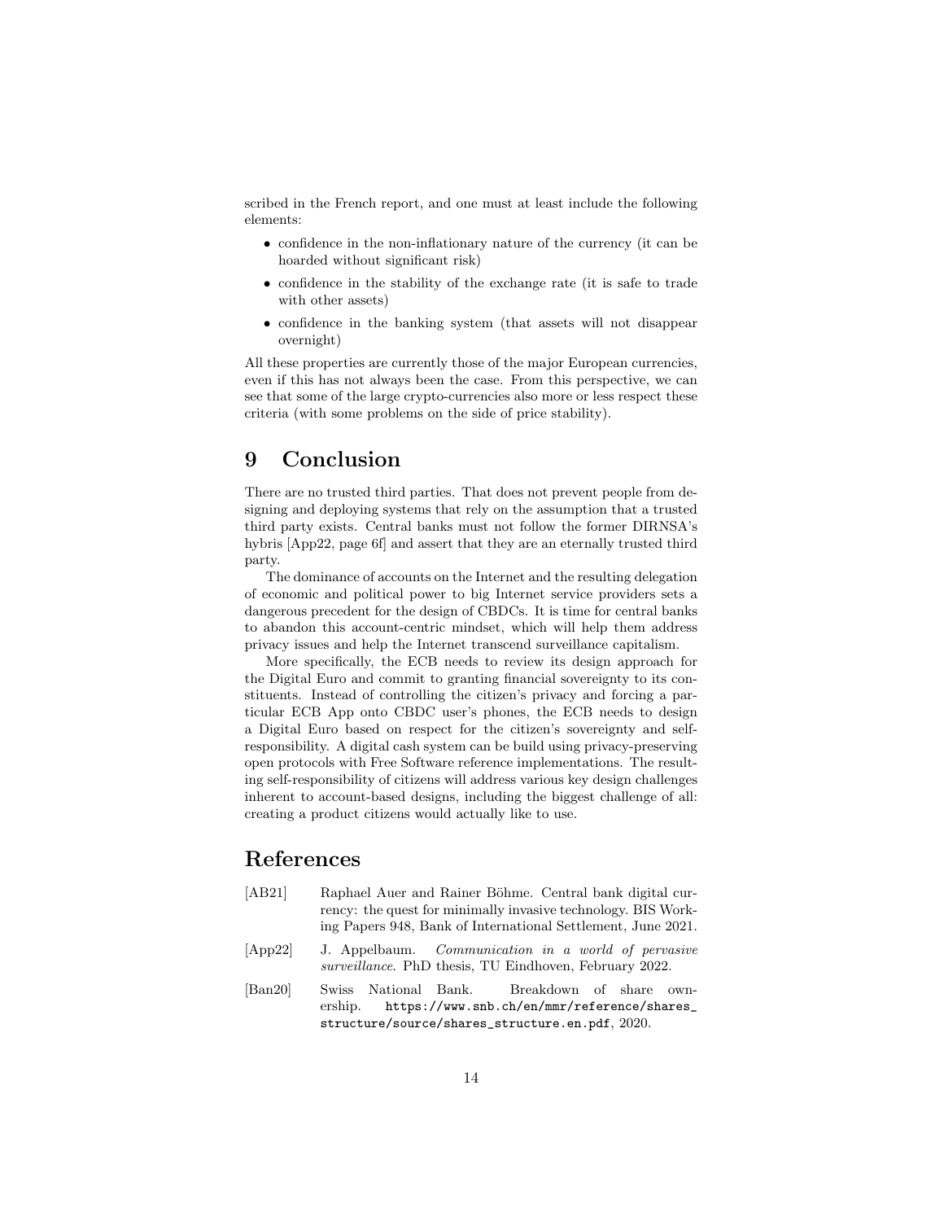scribed in the French report, and one must at least include the following elements:

- confidence in the non-inflationary nature of the currency (it can be hoarded without significant risk)
- confidence in the stability of the exchange rate (it is safe to trade with other assets)
- confidence in the banking system (that assets will not disappear overnight)

All these properties are currently those of the major European currencies, even if this has not always been the case. From this perspective, we can see that some of the large crypto-currencies also more or less respect these criteria (with some problems on the side of price stability).

# 9 Conclusion

There are no trusted third parties. That does not prevent people from designing and deploying systems that rely on the assumption that a trusted third party exists. Central banks must not follow the former DIRNSA's hybris [App22, page 6f] and assert that they are an eternally trusted third party.

The dominance of accounts on the Internet and the resulting delegation of economic and political power to big Internet service providers sets a dangerous precedent for the design of CBDCs. It is time for central banks to abandon this account-centric mindset, which will help them address privacy issues and help the Internet transcend surveillance capitalism.

More specifically, the ECB needs to review its design approach for the Digital Euro and commit to granting financial sovereignty to its constituents. Instead of controlling the citizen's privacy and forcing a particular ECB App onto CBDC user's phones, the ECB needs to design a Digital Euro based on respect for the citizen's sovereignty and self-responsibility. A digital cash system can be build using privacy-preserving open protocols with Free Software reference implementations. The resulting self-responsibility of citizens will address various key design challenges inherent to account-based designs, including the biggest challenge of all: creating a product citizens would actually like to use.

# References

[AB21] Raphael Auer and Rainer Böhme. Central bank digital currency: the quest for minimally invasive technology. BIS Working Papers 948, Bank of International Settlement, June 2021.

[App22] J. Appelbaum. *Communication in a world of pervasive surveillance.* PhD thesis, TU Eindhoven, February 2022.

[Ban20] Swiss National Bank. Breakdown of share ownership. `https://www.snb.ch/en/mmr/reference/shares_structure/source/shares_structure.en.pdf`, 2020.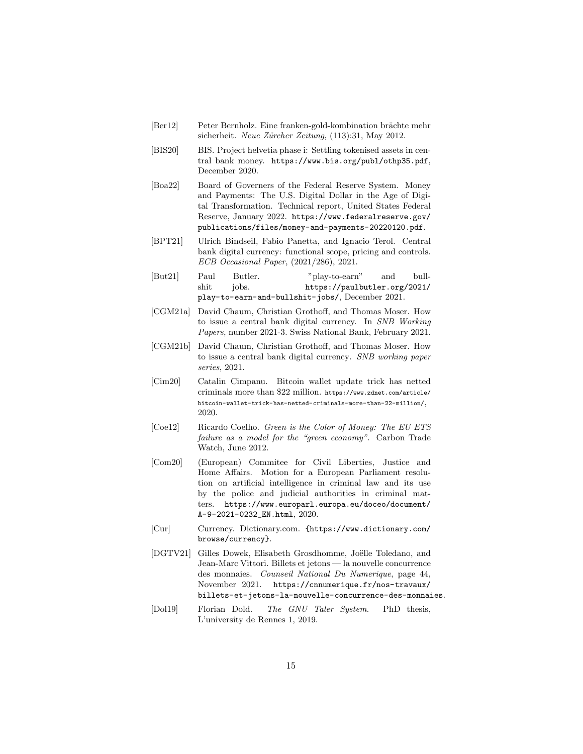[Ber12] Peter Bernholz. Eine franken-gold-kombination brächte mehr sicherheit. *Neue Zürcher Zeitung*, (113):31, May 2012.

[BIS20] BIS. Project helvetia phase i: Settling tokenised assets in central bank money. https://www.bis.org/publ/othp35.pdf, December 2020.

[Boa22] Board of Governors of the Federal Reserve System. Money and Payments: The U.S. Digital Dollar in the Age of Digital Transformation. Technical report, United States Federal Reserve, January 2022. https://www.federalreserve.gov/publications/files/money-and-payments-20220120.pdf.

[BPT21] Ulrich Bindseil, Fabio Panetta, and Ignacio Terol. Central bank digital currency: functional scope, pricing and controls. *ECB Occasional Paper*, (2021/286), 2021.

[But21] Paul Butler. "play-to-earn" and bullshit jobs. https://paulbutler.org/2021/play-to-earn-and-bullshit-jobs/, December 2021.

[CGM21a] David Chaum, Christian Grothoff, and Thomas Moser. How to issue a central bank digital currency. In *SNB Working Papers*, number 2021-3. Swiss National Bank, February 2021.

[CGM21b] David Chaum, Christian Grothoff, and Thomas Moser. How to issue a central bank digital currency. *SNB working paper series*, 2021.

[Cim20] Catalin Cimpanu. Bitcoin wallet update trick has netted criminals more than $22 million. https://www.zdnet.com/article/bitcoin-wallet-trick-has-netted-criminals-more-than-22-million/, 2020.

[Coe12] Ricardo Coelho. *Green is the Color of Money: The EU ETS failure as a model for the "green economy"*. Carbon Trade Watch, June 2012.

[Com20] (European) Commitee for Civil Liberties, Justice and Home Affairs. Motion for a European Parliament resolution on artificial intelligence in criminal law and its use by the police and judicial authorities in criminal matters. https://www.europarl.europa.eu/doceo/document/A-9-2021-0232_EN.html, 2020.

[Cur] Currency. Dictionary.com. {https://www.dictionary.com/browse/currency}.

[DGTV21] Gilles Dowek, Elisabeth Grosdhomme, Joëlle Toledano, and Jean-Marc Vittori. Billets et jetons — la nouvelle concurrence des monnaies. *Counseil National Du Numerique*, page 44, November 2021. https://cnnumerique.fr/nos-travaux/billets-et-jetons-la-nouvelle-concurrence-des-monnaies.

[Dol19] Florian Dold. *The GNU Taler System*. PhD thesis, L'university de Rennes 1, 2019.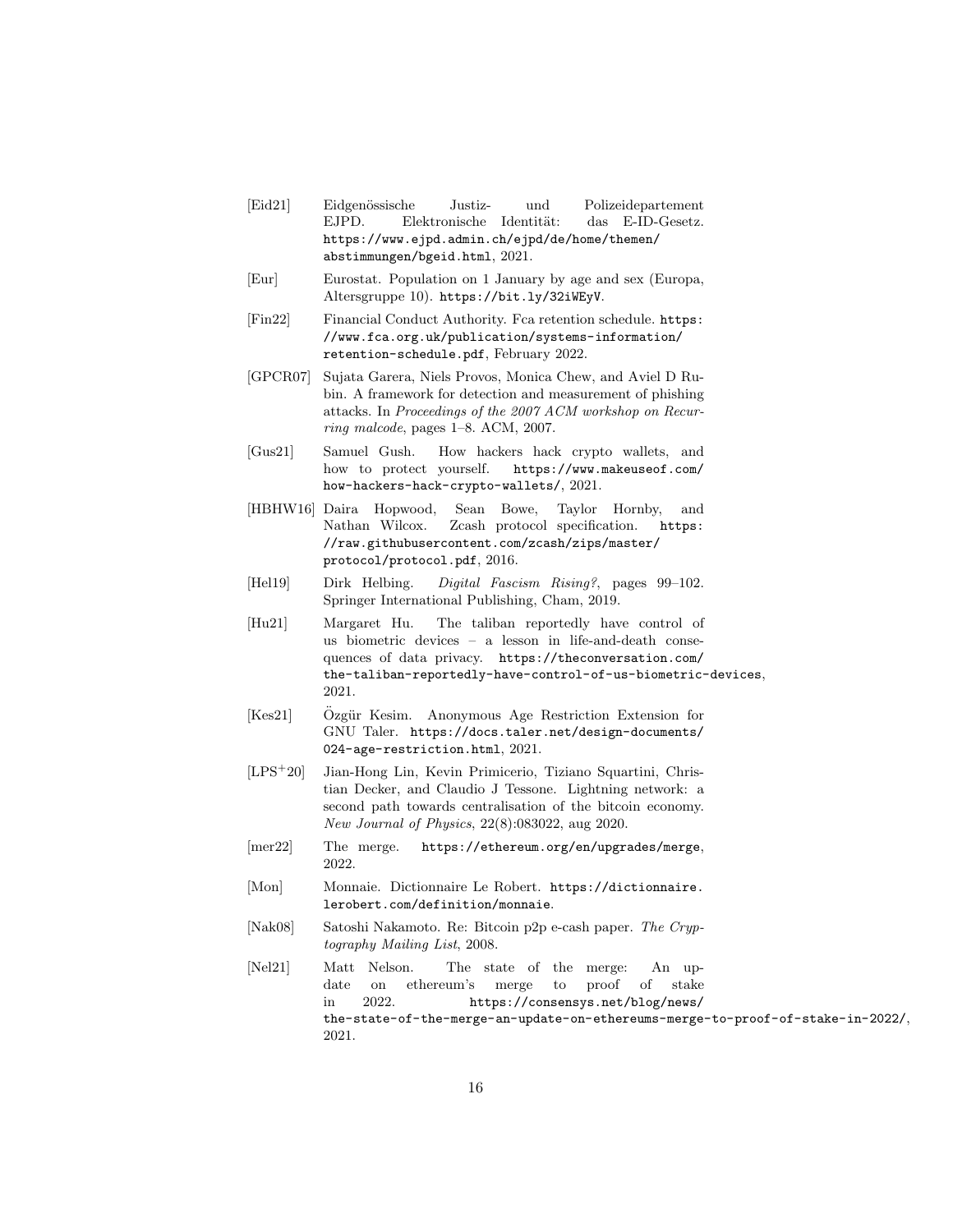[Eid21] Eidgenössische Justiz- und Polizeidepartement EJPD. Elektronische Identität: das E-ID-Gesetz. https://www.ejpd.admin.ch/ejpd/de/home/themen/abstimmungen/bgeid.html, 2021.

[Eur] Eurostat. Population on 1 January by age and sex (Europa, Altersgruppe 10). https://bit.ly/32iWEyV.

[Fin22] Financial Conduct Authority. Fca retention schedule. https://www.fca.org.uk/publication/systems-information/retention-schedule.pdf, February 2022.

[GPCR07] Sujata Garera, Niels Provos, Monica Chew, and Aviel D Rubin. A framework for detection and measurement of phishing attacks. In *Proceedings of the 2007 ACM workshop on Recurring malcode*, pages 1–8. ACM, 2007.

[Gus21] Samuel Gush. How hackers hack crypto wallets, and how to protect yourself. https://www.makeuseof.com/how-hackers-hack-crypto-wallets/, 2021.

[HBHW16] Daira Hopwood, Sean Bowe, Taylor Hornby, and Nathan Wilcox. Zcash protocol specification. https://raw.githubusercontent.com/zcash/zips/master/protocol/protocol.pdf, 2016.

[Hel19] Dirk Helbing. *Digital Fascism Rising?*, pages 99–102. Springer International Publishing, Cham, 2019.

[Hu21] Margaret Hu. The taliban reportedly have control of us biometric devices – a lesson in life-and-death consequences of data privacy. https://theconversation.com/the-taliban-reportedly-have-control-of-us-biometric-devices, 2021.

[Kes21] Özgür Kesim. Anonymous Age Restriction Extension for GNU Taler. https://docs.taler.net/design-documents/024-age-restriction.html, 2021.

[LPS+20] Jian-Hong Lin, Kevin Primicerio, Tiziano Squartini, Christian Decker, and Claudio J Tessone. Lightning network: a second path towards centralisation of the bitcoin economy. *New Journal of Physics*, 22(8):083022, aug 2020.

[mer22] The merge. https://ethereum.org/en/upgrades/merge, 2022.

[Mon] Monnaie. Dictionnaire Le Robert. https://dictionnaire.lerobert.com/definition/monnaie.

[Nak08] Satoshi Nakamoto. Re: Bitcoin p2p e-cash paper. *The Cryptography Mailing List*, 2008.

[Nel21] Matt Nelson. The state of the merge: An update on ethereum's merge to proof of stake in 2022. https://consensys.net/blog/news/the-state-of-the-merge-an-update-on-ethereums-merge-to-proof-of-stake-in-2022/, 2021.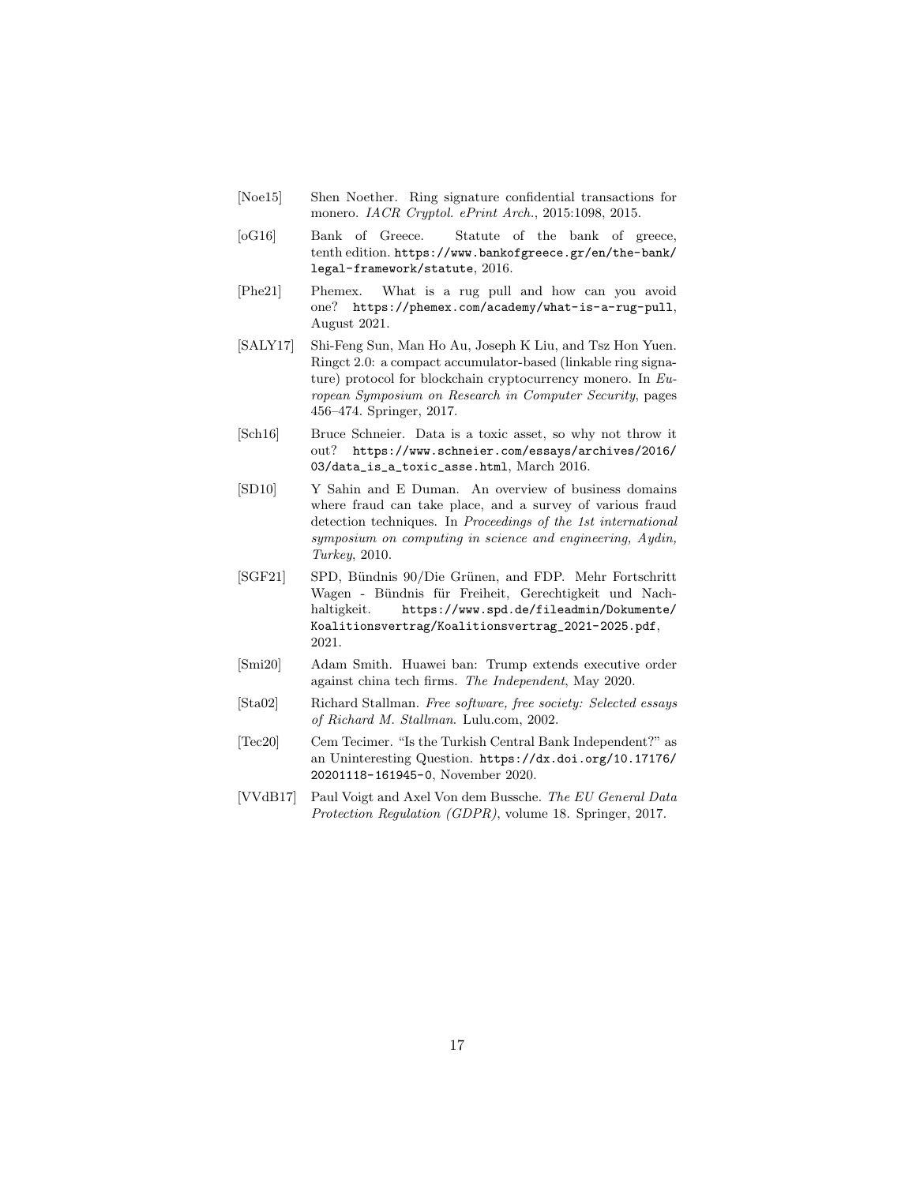[Noe15] Shen Noether. Ring signature confidential transactions for monero. *IACR Cryptol. ePrint Arch.*, 2015:1098, 2015.

[oG16] Bank of Greece. Statute of the bank of greece, tenth edition. https://www.bankofgreece.gr/en/the-bank/legal-framework/statute, 2016.

[Phe21] Phemex. What is a rug pull and how can you avoid one? https://phemex.com/academy/what-is-a-rug-pull, August 2021.

[SALY17] Shi-Feng Sun, Man Ho Au, Joseph K Liu, and Tsz Hon Yuen. Ringct 2.0: a compact accumulator-based (linkable ring signature) protocol for blockchain cryptocurrency monero. In *European Symposium on Research in Computer Security*, pages 456–474. Springer, 2017.

[Sch16] Bruce Schneier. Data is a toxic asset, so why not throw it out? https://www.schneier.com/essays/archives/2016/03/data_is_a_toxic_asse.html, March 2016.

[SD10] Y Sahin and E Duman. An overview of business domains where fraud can take place, and a survey of various fraud detection techniques. In *Proceedings of the 1st international symposium on computing in science and engineering, Aydin, Turkey*, 2010.

[SGF21] SPD, Bündnis 90/Die Grünen, and FDP. Mehr Fortschritt Wagen - Bündnis für Freiheit, Gerechtigkeit und Nachhaltigkeit. https://www.spd.de/fileadmin/Dokumente/Koalitionsvertrag/Koalitionsvertrag_2021-2025.pdf, 2021.

[Smi20] Adam Smith. Huawei ban: Trump extends executive order against china tech firms. *The Independent*, May 2020.

[Sta02] Richard Stallman. *Free software, free society: Selected essays of Richard M. Stallman*. Lulu.com, 2002.

[Tec20] Cem Tecimer. "Is the Turkish Central Bank Independent?" as an Uninteresting Question. https://dx.doi.org/10.17176/20201118-161945-0, November 2020.

[VVdB17] Paul Voigt and Axel Von dem Bussche. *The EU General Data Protection Regulation (GDPR)*, volume 18. Springer, 2017.